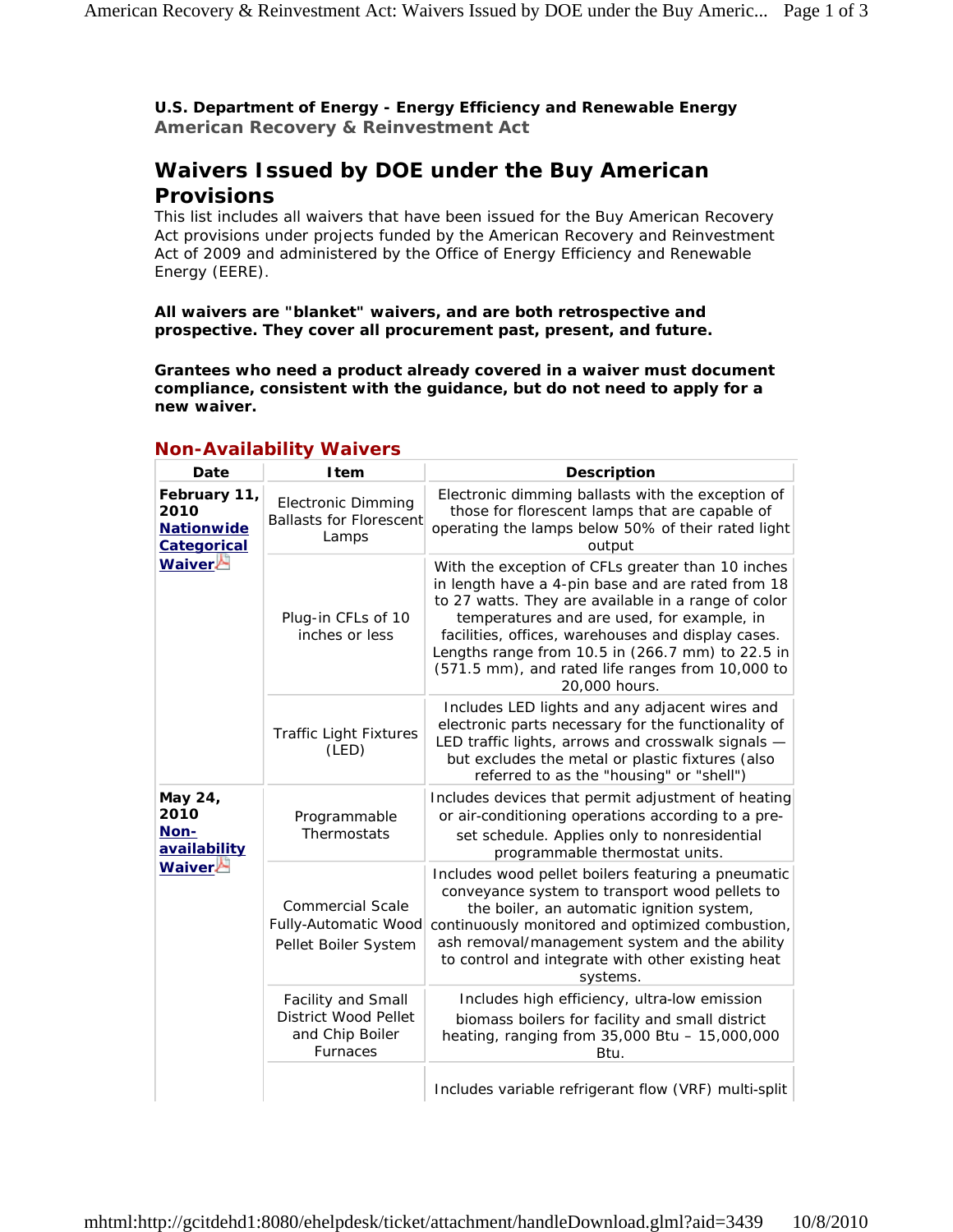**U.S. Department of Energy - Energy Efficiency and Renewable Energy**
**American Recovery & Reinvestment Act**

# Waivers Issued by DOE under the Buy American Provisions

This list includes all waivers that have been issued for the Buy American Recovery Act provisions under projects funded by the American Recovery and Reinvestment Act of 2009 and administered by the Office of Energy Efficiency and Renewable Energy (EERE).

**All waivers are "blanket" waivers, and are both retrospective and prospective. They cover all procurement past, present, and future.**

**Grantees who need a product already covered in a waiver must document compliance, consistent with the guidance, but do not need to apply for a new waiver.**

## Non-Availability Waivers

| Date | Item | Description |
|---|---|---|
| **February 11, 2010** **Nationwide Categorical Waiver** | Electronic Dimming Ballasts for Florescent Lamps | Electronic dimming ballasts with the exception of those for florescent lamps that are capable of operating the lamps below 50% of their rated light output |
| | Plug-in CFLs of 10 inches or less | With the exception of CFLs greater than 10 inches in length have a 4-pin base and are rated from 18 to 27 watts. They are available in a range of color temperatures and are used, for example, in facilities, offices, warehouses and display cases. Lengths range from 10.5 in (266.7 mm) to 22.5 in (571.5 mm), and rated life ranges from 10,000 to 20,000 hours. |
| | Traffic Light Fixtures (LED) | Includes LED lights and any adjacent wires and electronic parts necessary for the functionality of LED traffic lights, arrows and crosswalk signals — but excludes the metal or plastic fixtures (also referred to as the "housing" or "shell") |
| **May 24, 2010** **Non-availability Waiver** | Programmable Thermostats | Includes devices that permit adjustment of heating or air-conditioning operations according to a pre-set schedule. Applies only to nonresidential programmable thermostat units. |
| | Commercial Scale Fully-Automatic Wood Pellet Boiler System | Includes wood pellet boilers featuring a pneumatic conveyance system to transport wood pellets to the boiler, an automatic ignition system, continuously monitored and optimized combustion, ash removal/management system and the ability to control and integrate with other existing heat systems. |
| | Facility and Small District Wood Pellet and Chip Boiler Furnaces | Includes high efficiency, ultra-low emission biomass boilers for facility and small district heating, ranging from 35,000 Btu – 15,000,000 Btu. |
| | | Includes variable refrigerant flow (VRF) multi-split |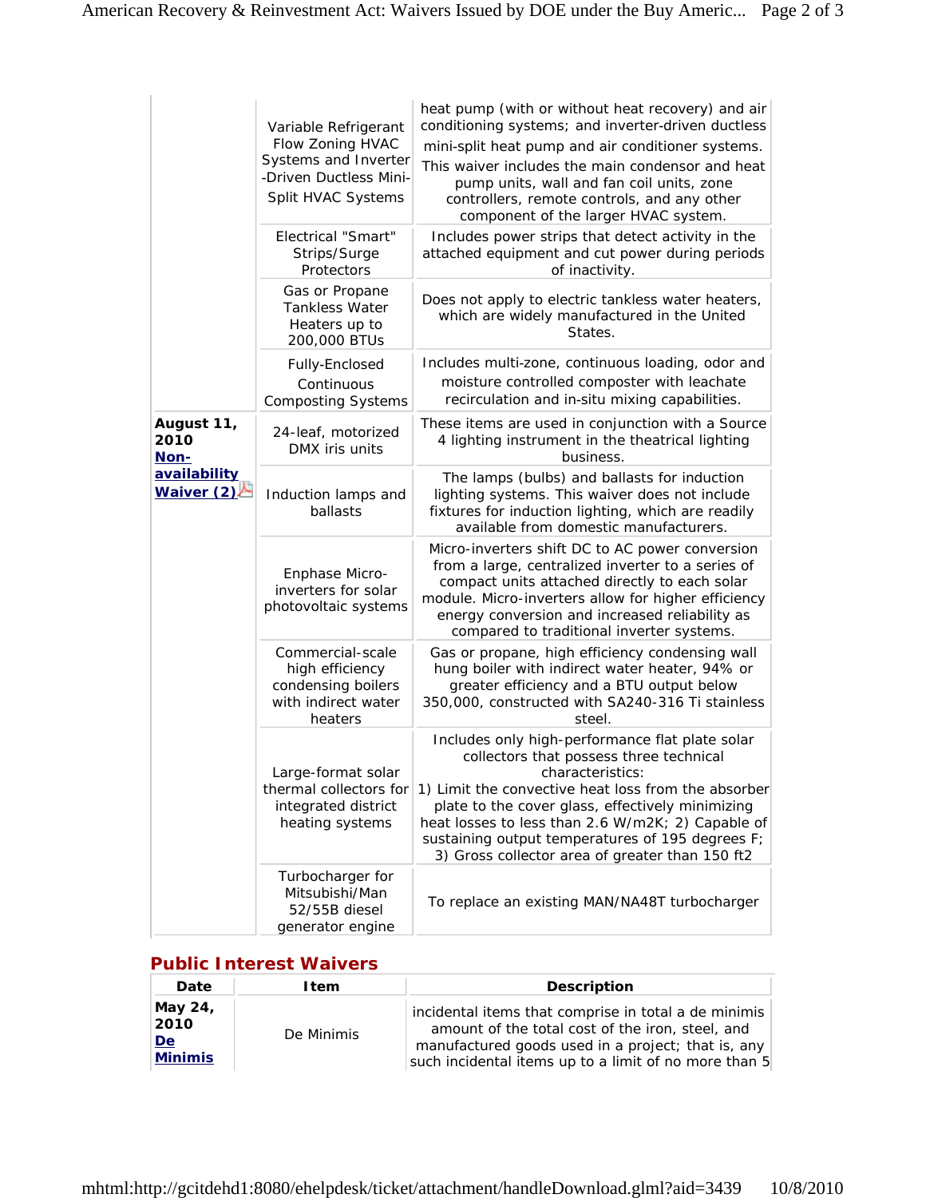| | | |
|---|---|---|
| | Variable Refrigerant Flow Zoning HVAC Systems and Inverter -Driven Ductless Mini-Split HVAC Systems | heat pump (with or without heat recovery) and air conditioning systems; and inverter-driven ductless mini-split heat pump and air conditioner systems. This waiver includes the main condensor and heat pump units, wall and fan coil units, zone controllers, remote controls, and any other component of the larger HVAC system. |
| | Electrical "Smart" Strips/Surge Protectors | Includes power strips that detect activity in the attached equipment and cut power during periods of inactivity. |
| | Gas or Propane Tankless Water Heaters up to 200,000 BTUs | Does not apply to electric tankless water heaters, which are widely manufactured in the United States. |
| | Fully-Enclosed Continuous Composting Systems | Includes multi-zone, continuous loading, odor and moisture controlled composter with leachate recirculation and in-situ mixing capabilities. |
| **August 11, 2010** **Non-availability Waiver (2)** | 24-leaf, motorized DMX iris units | These items are used in conjunction with a Source 4 lighting instrument in the theatrical lighting business. |
| | Induction lamps and ballasts | The lamps (bulbs) and ballasts for induction lighting systems. This waiver does not include fixtures for induction lighting, which are readily available from domestic manufacturers. |
| | Enphase Micro-inverters for solar photovoltaic systems | Micro-inverters shift DC to AC power conversion from a large, centralized inverter to a series of compact units attached directly to each solar module. Micro-inverters allow for higher efficiency energy conversion and increased reliability as compared to traditional inverter systems. |
| | Commercial-scale high efficiency condensing boilers with indirect water heaters | Gas or propane, high efficiency condensing wall hung boiler with indirect water heater, 94% or greater efficiency and a BTU output below 350,000, constructed with SA240-316 Ti stainless steel. |
| | Large-format solar thermal collectors for integrated district heating systems | Includes only high-performance flat plate solar collectors that possess three technical characteristics: 1) Limit the convective heat loss from the absorber plate to the cover glass, effectively minimizing heat losses to less than 2.6 W/m2K; 2) Capable of sustaining output temperatures of 195 degrees F; 3) Gross collector area of greater than 150 ft2 |
| | Turbocharger for Mitsubishi/Man 52/55B diesel generator engine | To replace an existing MAN/NA48T turbocharger |

## Public Interest Waivers

| Date | Item | Description |
|---|---|---|
| **May 24, 2010** **De Minimis** | De Minimis | incidental items that comprise in total a de minimis amount of the total cost of the iron, steel, and manufactured goods used in a project; that is, any such incidental items up to a limit of no more than 5 |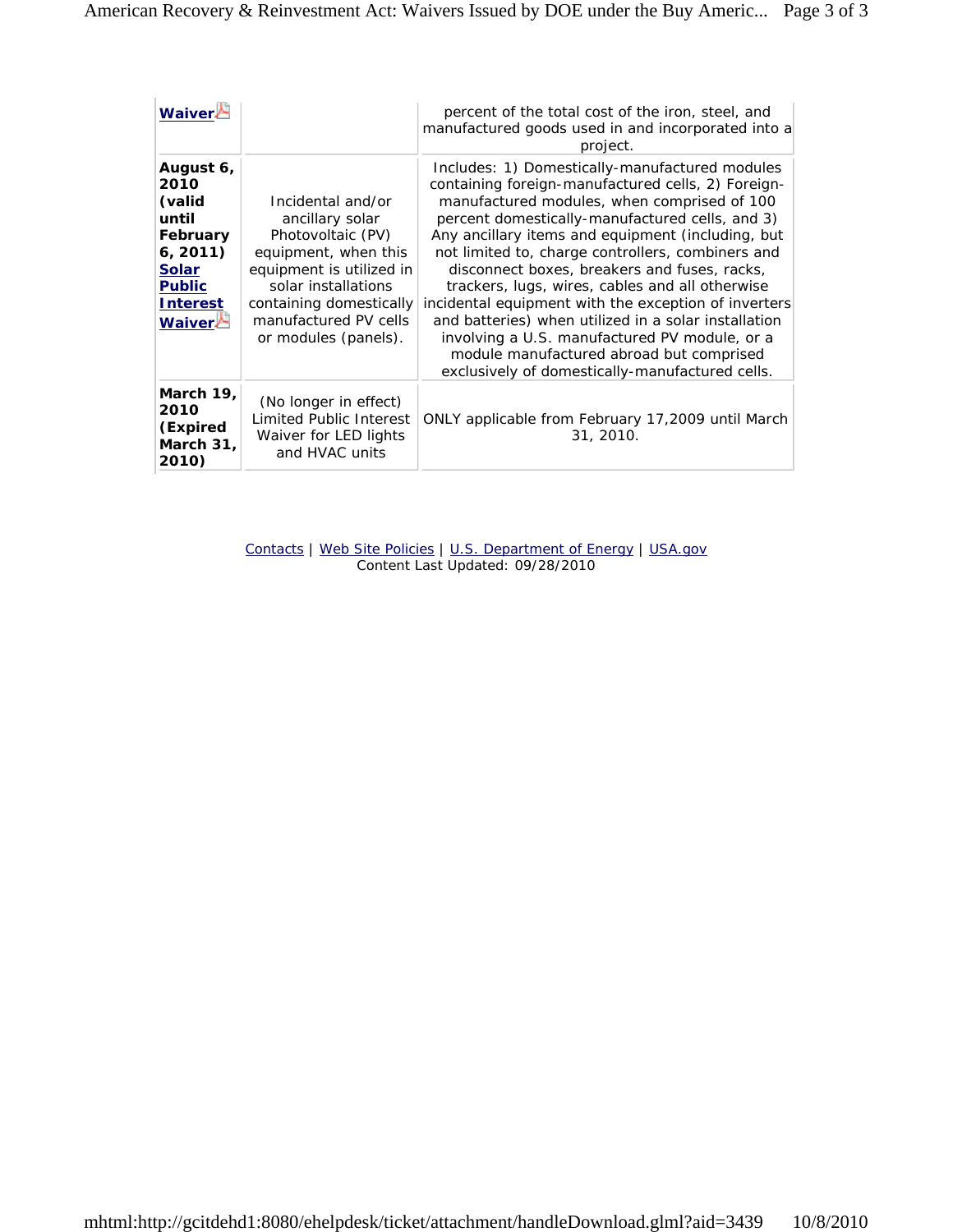| | | |
|---|---|---|
| **Waiver** | | percent of the total cost of the iron, steel, and manufactured goods used in and incorporated into a project. |
| **August 6, 2010 (valid until February 6, 2011) Solar Public Interest Waiver** | Incidental and/or ancillary solar Photovoltaic (PV) equipment, when this equipment is utilized in solar installations containing domestically manufactured PV cells or modules (panels). | Includes: 1) Domestically-manufactured modules containing foreign-manufactured cells, 2) Foreign-manufactured modules, when comprised of 100 percent domestically-manufactured cells, and 3) Any ancillary items and equipment (including, but not limited to, charge controllers, combiners and disconnect boxes, breakers and fuses, racks, trackers, lugs, wires, cables and all otherwise incidental equipment with the exception of inverters and batteries) when utilized in a solar installation involving a U.S. manufactured PV module, or a module manufactured abroad but comprised exclusively of domestically-manufactured cells. |
| **March 19, 2010 (Expired March 31, 2010)** | (No longer in effect) Limited Public Interest Waiver for LED lights and HVAC units | ONLY applicable from February 17,2009 until March 31, 2010. |

Contacts | Web Site Policies | U.S. Department of Energy | USA.gov
Content Last Updated: 09/28/2010